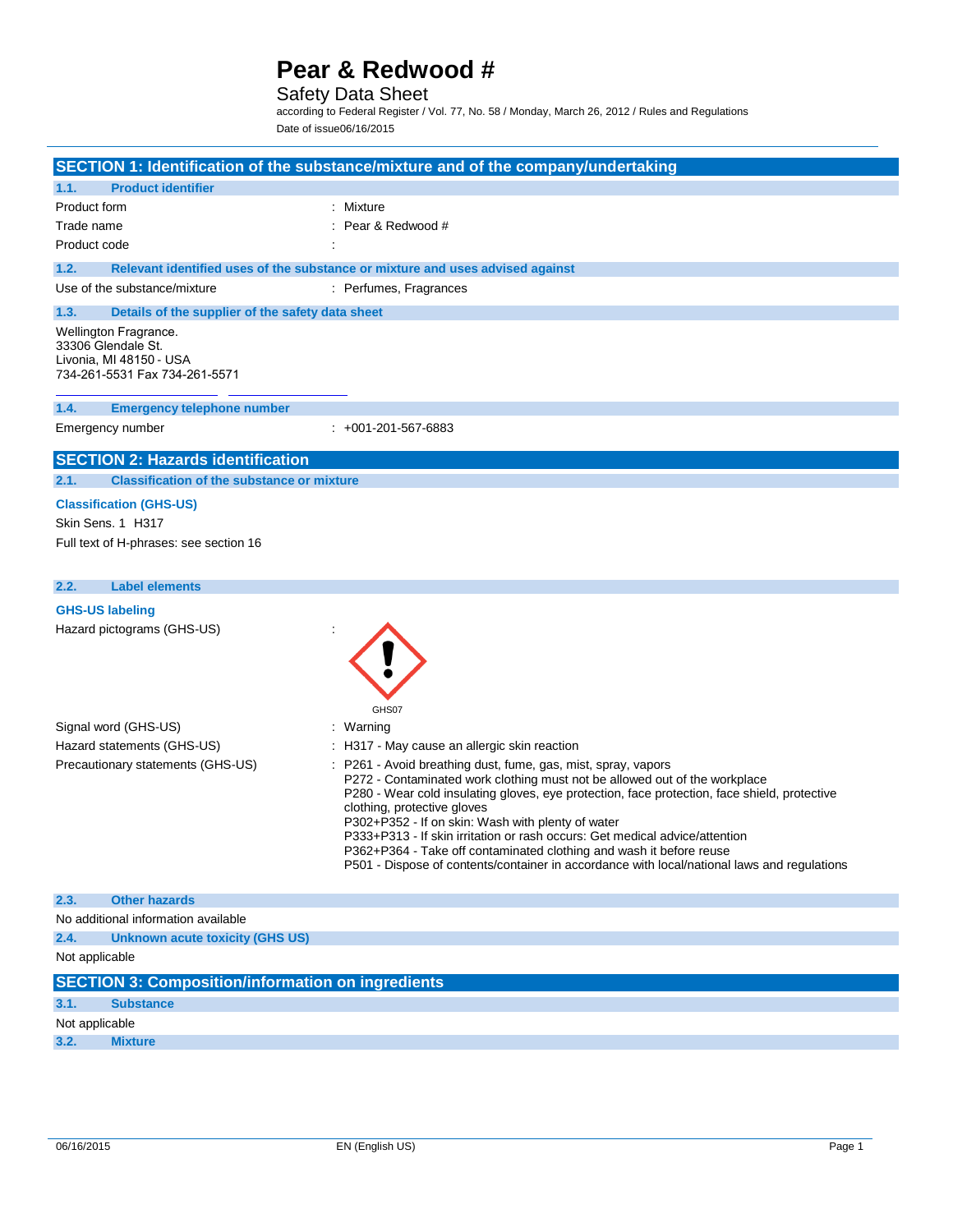# Pear & Redwood #

## Safety Data Sheet

according to Federal Register / Vol. 77, No. 58 / Monday, March 26, 2012 / Rules and Regulations

Date of issue06/16/2015

## SECTION 1: Identification of the substance/mixture and of the company/undertaking

### 1.1. Product identifier

| | |
|---|---|
| Product form | : Mixture |
| Trade name | : Pear & Redwood # |
| Product code | : |

### 1.2. Relevant identified uses of the substance or mixture and uses advised against

| | |
|---|---|
| Use of the substance/mixture | : Perfumes, Fragrances |

### 1.3. Details of the supplier of the safety data sheet

Wellington Fragrance.
33306 Glendale St.
Livonia, MI 48150 - USA
734-261-5531 Fax 734-261-5571

### 1.4. Emergency telephone number

| | |
|---|---|
| Emergency number | : +001-201-567-6883 |

## SECTION 2: Hazards identification

### 2.1. Classification of the substance or mixture

**Classification (GHS-US)**

Skin Sens. 1 H317

Full text of H-phrases: see section 16

### 2.2. Label elements

**GHS-US labeling**

Hazard pictograms (GHS-US) :

GHS07

| | |
|---|---|
| Signal word (GHS-US) | : Warning |
| Hazard statements (GHS-US) | : H317 - May cause an allergic skin reaction |
| Precautionary statements (GHS-US) | : P261 - Avoid breathing dust, fume, gas, mist, spray, vapors<br>P272 - Contaminated work clothing must not be allowed out of the workplace<br>P280 - Wear cold insulating gloves, eye protection, face protection, face shield, protective clothing, protective gloves<br>P302+P352 - If on skin: Wash with plenty of water<br>P333+P313 - If skin irritation or rash occurs: Get medical advice/attention<br>P362+P364 - Take off contaminated clothing and wash it before reuse<br>P501 - Dispose of contents/container in accordance with local/national laws and regulations |

### 2.3. Other hazards

No additional information available

### 2.4. Unknown acute toxicity (GHS US)

Not applicable

## SECTION 3: Composition/information on ingredients

### 3.1. Substance

Not applicable

### 3.2. Mixture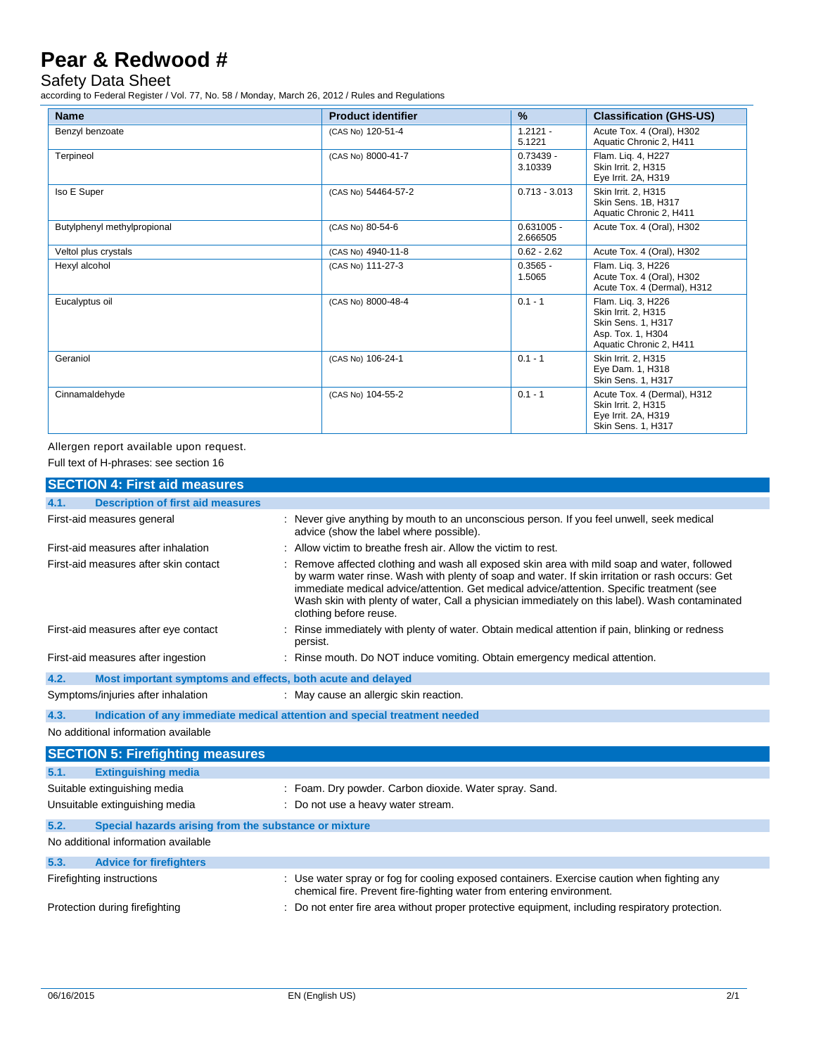| Name | Product identifier | % | Classification (GHS-US) |
|---|---|---|---|
| Benzyl benzoate | (CAS No) 120-51-4 | 1.2121 - 5.1221 | Acute Tox. 4 (Oral), H302<br>Aquatic Chronic 2, H411 |
| Terpineol | (CAS No) 8000-41-7 | 0.73439 - 3.10339 | Flam. Liq. 4, H227<br>Skin Irrit. 2, H315<br>Eye Irrit. 2A, H319 |
| Iso E Super | (CAS No) 54464-57-2 | 0.713 - 3.013 | Skin Irrit. 2, H315<br>Skin Sens. 1B, H317<br>Aquatic Chronic 2, H411 |
| Butylphenyl methylpropional | (CAS No) 80-54-6 | 0.631005 - 2.666505 | Acute Tox. 4 (Oral), H302 |
| Veltol plus crystals | (CAS No) 4940-11-8 | 0.62 - 2.62 | Acute Tox. 4 (Oral), H302 |
| Hexyl alcohol | (CAS No) 111-27-3 | 0.3565 - 1.5065 | Flam. Liq. 3, H226<br>Acute Tox. 4 (Oral), H302<br>Acute Tox. 4 (Dermal), H312 |
| Eucalyptus oil | (CAS No) 8000-48-4 | 0.1 - 1 | Flam. Liq. 3, H226<br>Skin Irrit. 2, H315<br>Skin Sens. 1, H317<br>Asp. Tox. 1, H304<br>Aquatic Chronic 2, H411 |
| Geraniol | (CAS No) 106-24-1 | 0.1 - 1 | Skin Irrit. 2, H315<br>Eye Dam. 1, H318<br>Skin Sens. 1, H317 |
| Cinnamaldehyde | (CAS No) 104-55-2 | 0.1 - 1 | Acute Tox. 4 (Dermal), H312<br>Skin Irrit. 2, H315<br>Eye Irrit. 2A, H319<br>Skin Sens. 1, H317 |

Allergen report available upon request.

Full text of H-phrases: see section 16

## SECTION 4: First aid measures

### 4.1. Description of first aid measures

First-aid measures general : Never give anything by mouth to an unconscious person. If you feel unwell, seek medical advice (show the label where possible).

First-aid measures after inhalation : Allow victim to breathe fresh air. Allow the victim to rest.

First-aid measures after skin contact : Remove affected clothing and wash all exposed skin area with mild soap and water, followed by warm water rinse. Wash with plenty of soap and water. If skin irritation or rash occurs: Get immediate medical advice/attention. Get medical advice/attention. Specific treatment (see Wash skin with plenty of water, Call a physician immediately on this label). Wash contaminated clothing before reuse.

First-aid measures after eye contact : Rinse immediately with plenty of water. Obtain medical attention if pain, blinking or redness persist.

First-aid measures after ingestion : Rinse mouth. Do NOT induce vomiting. Obtain emergency medical attention.

### 4.2. Most important symptoms and effects, both acute and delayed

Symptoms/injuries after inhalation : May cause an allergic skin reaction.

### 4.3. Indication of any immediate medical attention and special treatment needed

No additional information available

## SECTION 5: Firefighting measures

### 5.1. Extinguishing media

Suitable extinguishing media : Foam. Dry powder. Carbon dioxide. Water spray. Sand.

Unsuitable extinguishing media : Do not use a heavy water stream.

### 5.2. Special hazards arising from the substance or mixture

No additional information available

### 5.3. Advice for firefighters

Firefighting instructions : Use water spray or fog for cooling exposed containers. Exercise caution when fighting any chemical fire. Prevent fire-fighting water from entering environment.

Protection during firefighting : Do not enter fire area without proper protective equipment, including respiratory protection.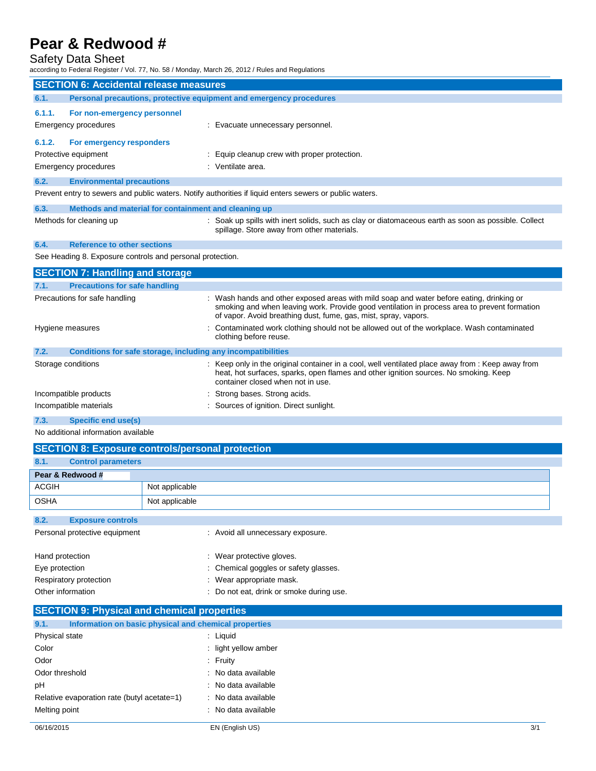## SECTION 6: Accidental release measures

### 6.1. Personal precautions, protective equipment and emergency procedures

#### 6.1.1. For non-emergency personnel

Emergency procedures : Evacuate unnecessary personnel.

#### 6.1.2. For emergency responders

Protective equipment : Equip cleanup crew with proper protection.

Emergency procedures : Ventilate area.

### 6.2. Environmental precautions

Prevent entry to sewers and public waters. Notify authorities if liquid enters sewers or public waters.

### 6.3. Methods and material for containment and cleaning up

Methods for cleaning up : Soak up spills with inert solids, such as clay or diatomaceous earth as soon as possible. Collect spillage. Store away from other materials.

### 6.4. Reference to other sections

See Heading 8. Exposure controls and personal protection.

## SECTION 7: Handling and storage

### 7.1. Precautions for safe handling

Precautions for safe handling : Wash hands and other exposed areas with mild soap and water before eating, drinking or smoking and when leaving work. Provide good ventilation in process area to prevent formation of vapor. Avoid breathing dust, fume, gas, mist, spray, vapors.

Hygiene measures : Contaminated work clothing should not be allowed out of the workplace. Wash contaminated clothing before reuse.

### 7.2. Conditions for safe storage, including any incompatibilities

Storage conditions : Keep only in the original container in a cool, well ventilated place away from : Keep away from heat, hot surfaces, sparks, open flames and other ignition sources. No smoking. Keep container closed when not in use.

Incompatible products : Strong bases. Strong acids.

Incompatible materials : Sources of ignition. Direct sunlight.

### 7.3. Specific end use(s)

No additional information available

## SECTION 8: Exposure controls/personal protection

### 8.1. Control parameters

| Pear & Redwood # | |
|---|---|
| ACGIH | Not applicable |
| OSHA | Not applicable |

### 8.2. Exposure controls

Personal protective equipment : Avoid all unnecessary exposure.

Hand protection : Wear protective gloves.

Eye protection : Chemical goggles or safety glasses.

Respiratory protection : Wear appropriate mask.

Other information : Do not eat, drink or smoke during use.

## SECTION 9: Physical and chemical properties

### 9.1. Information on basic physical and chemical properties

Physical state : Liquid

Color : light yellow amber

Odor : Fruity

Odor threshold : No data available

pH : No data available

Relative evaporation rate (butyl acetate=1) : No data available

Melting point : No data available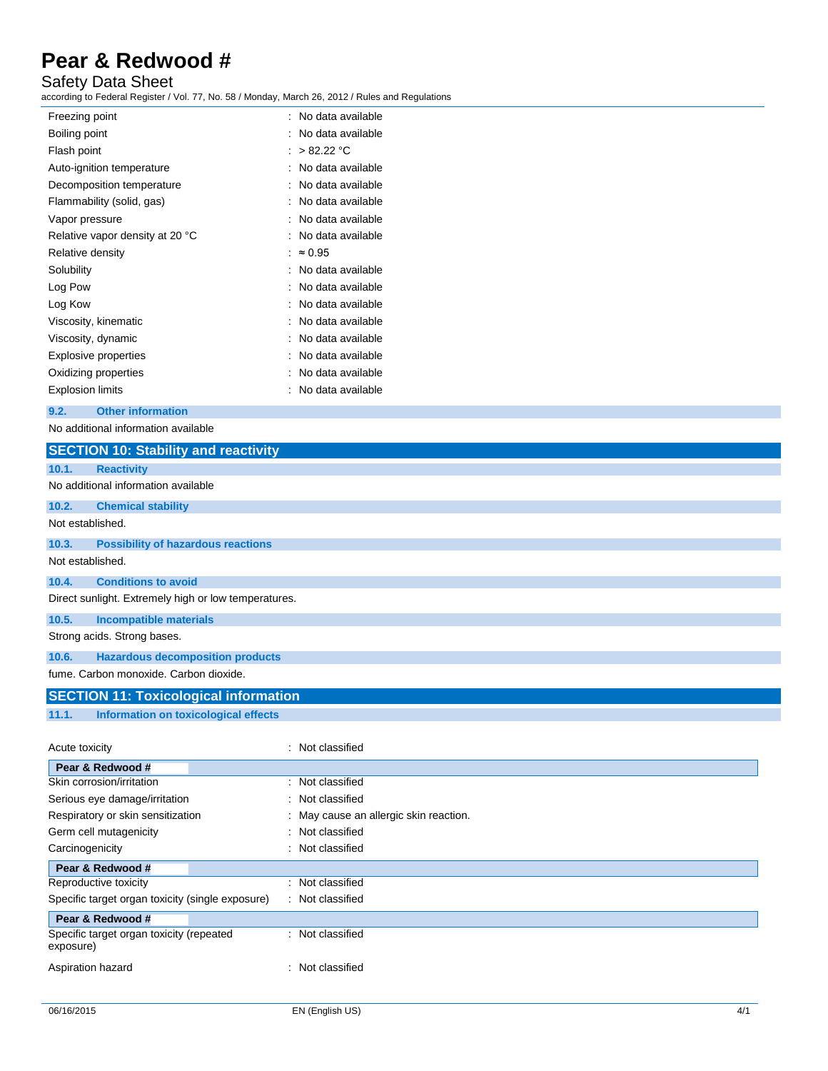| | |
|---|---|
| Freezing point | : No data available |
| Boiling point | : No data available |
| Flash point | : > 82.22 °C |
| Auto-ignition temperature | : No data available |
| Decomposition temperature | : No data available |
| Flammability (solid, gas) | : No data available |
| Vapor pressure | : No data available |
| Relative vapor density at 20 °C | : No data available |
| Relative density | : ≈ 0.95 |
| Solubility | : No data available |
| Log Pow | : No data available |
| Log Kow | : No data available |
| Viscosity, kinematic | : No data available |
| Viscosity, dynamic | : No data available |
| Explosive properties | : No data available |
| Oxidizing properties | : No data available |
| Explosion limits | : No data available |

### 9.2. Other information

No additional information available

## SECTION 10: Stability and reactivity

### 10.1. Reactivity

No additional information available

### 10.2. Chemical stability

Not established.

### 10.3. Possibility of hazardous reactions

Not established.

### 10.4. Conditions to avoid

Direct sunlight. Extremely high or low temperatures.

### 10.5. Incompatible materials

Strong acids. Strong bases.

### 10.6. Hazardous decomposition products

fume. Carbon monoxide. Carbon dioxide.

## SECTION 11: Toxicological information

### 11.1. Information on toxicological effects

| | |
|---|---|
| Acute toxicity | : Not classified |

| **Pear & Redwood #** | |
|---|---|
| Skin corrosion/irritation | : Not classified |
| Serious eye damage/irritation | : Not classified |
| Respiratory or skin sensitization | : May cause an allergic skin reaction. |
| Germ cell mutagenicity | : Not classified |
| Carcinogenicity | : Not classified |

| **Pear & Redwood #** | |
|---|---|
| Reproductive toxicity | : Not classified |
| Specific target organ toxicity (single exposure) | : Not classified |

| **Pear & Redwood #** | |
|---|---|
| Specific target organ toxicity (repeated exposure) | : Not classified |
| Aspiration hazard | : Not classified |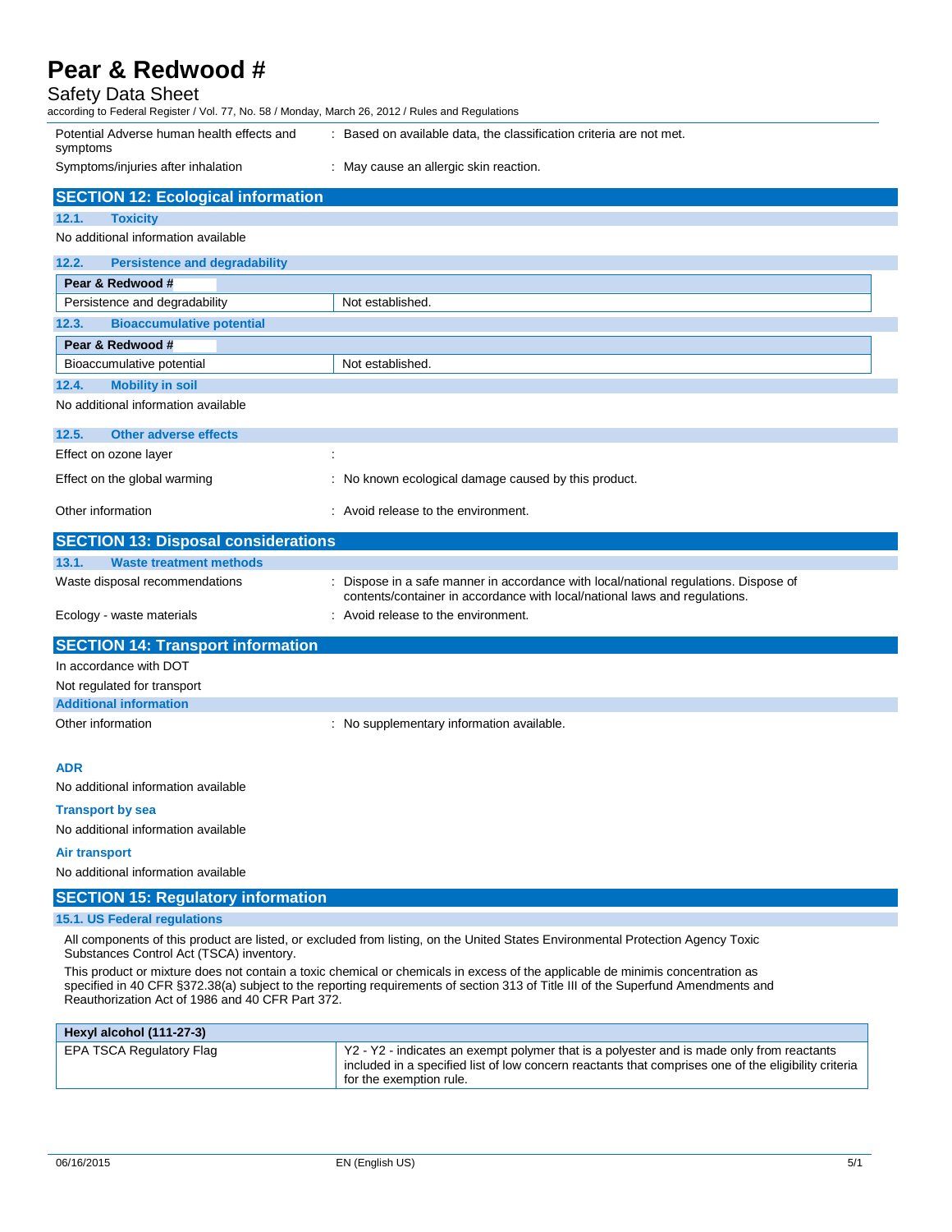| | |
|---|---|
| Potential Adverse human health effects and symptoms | : Based on available data, the classification criteria are not met. |
| Symptoms/injuries after inhalation | : May cause an allergic skin reaction. |

## SECTION 12: Ecological information

### 12.1. Toxicity

No additional information available

### 12.2. Persistence and degradability

| Pear & Redwood # | |
|---|---|
| Persistence and degradability | Not established. |

### 12.3. Bioaccumulative potential

| Pear & Redwood # | |
|---|---|
| Bioaccumulative potential | Not established. |

### 12.4. Mobility in soil

No additional information available

### 12.5. Other adverse effects

| | |
|---|---|
| Effect on ozone layer | : |
| Effect on the global warming | : No known ecological damage caused by this product. |
| Other information | : Avoid release to the environment. |

## SECTION 13: Disposal considerations

### 13.1. Waste treatment methods

| | |
|---|---|
| Waste disposal recommendations | : Dispose in a safe manner in accordance with local/national regulations. Dispose of contents/container in accordance with local/national laws and regulations. |
| Ecology - waste materials | : Avoid release to the environment. |

## SECTION 14: Transport information

In accordance with DOT

Not regulated for transport

### Additional information

| | |
|---|---|
| Other information | : No supplementary information available. |

**ADR**

No additional information available

**Transport by sea**

No additional information available

**Air transport**

No additional information available

## SECTION 15: Regulatory information

### 15.1. US Federal regulations

All components of this product are listed, or excluded from listing, on the United States Environmental Protection Agency Toxic Substances Control Act (TSCA) inventory.

This product or mixture does not contain a toxic chemical or chemicals in excess of the applicable de minimis concentration as specified in 40 CFR §372.38(a) subject to the reporting requirements of section 313 of Title III of the Superfund Amendments and Reauthorization Act of 1986 and 40 CFR Part 372.

| Hexyl alcohol (111-27-3) | |
|---|---|
| EPA TSCA Regulatory Flag | Y2 - Y2 - indicates an exempt polymer that is a polyester and is made only from reactants included in a specified list of low concern reactants that comprises one of the eligibility criteria for the exemption rule. |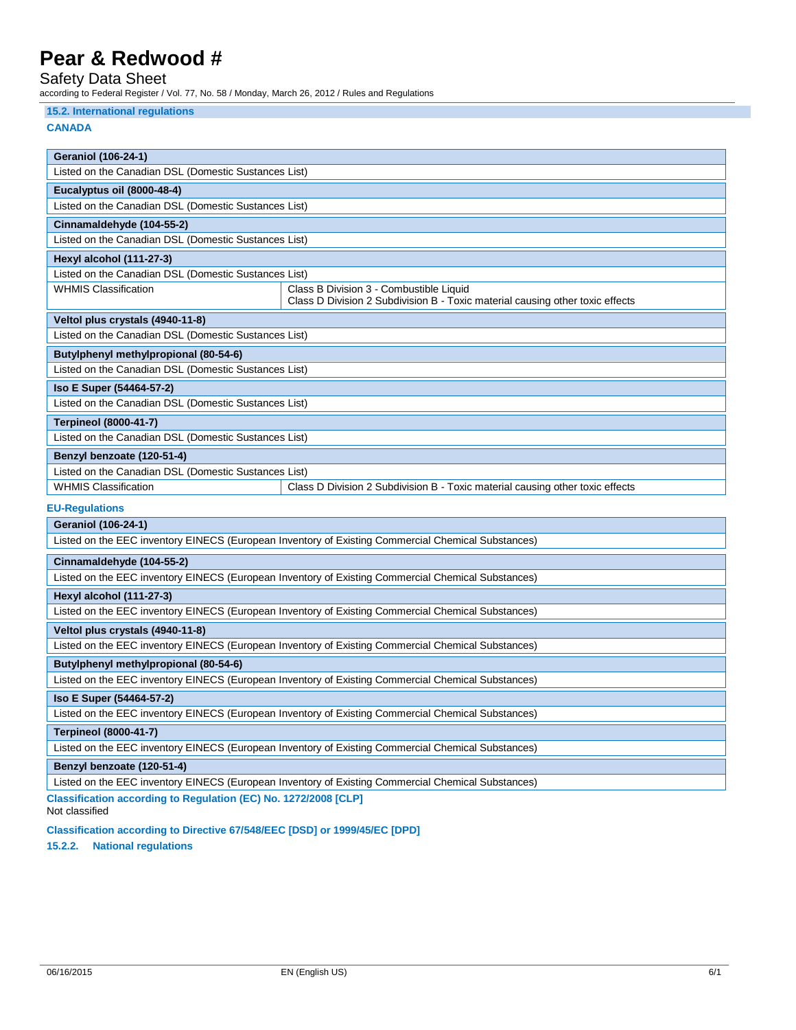### 15.2. International regulations

**CANADA**

| Geraniol (106-24-1) | |
|---|---|
| Listed on the Canadian DSL (Domestic Substances List) | |

| Eucalyptus oil (8000-48-4) | |
|---|---|
| Listed on the Canadian DSL (Domestic Substances List) | |

| Cinnamaldehyde (104-55-2) | |
|---|---|
| Listed on the Canadian DSL (Domestic Substances List) | |

| Hexyl alcohol (111-27-3) | |
|---|---|
| Listed on the Canadian DSL (Domestic Substances List) | |
| WHMIS Classification | Class B Division 3 - Combustible Liquid<br>Class D Division 2 Subdivision B - Toxic material causing other toxic effects |

| Veltol plus crystals (4940-11-8) | |
|---|---|
| Listed on the Canadian DSL (Domestic Substances List) | |

| Butylphenyl methylpropional (80-54-6) | |
|---|---|
| Listed on the Canadian DSL (Domestic Substances List) | |

| Iso E Super (54464-57-2) | |
|---|---|
| Listed on the Canadian DSL (Domestic Substances List) | |

| Terpineol (8000-41-7) | |
|---|---|
| Listed on the Canadian DSL (Domestic Substances List) | |

| Benzyl benzoate (120-51-4) | |
|---|---|
| Listed on the Canadian DSL (Domestic Substances List) | |
| WHMIS Classification | Class D Division 2 Subdivision B - Toxic material causing other toxic effects |

**EU-Regulations**

| Geraniol (106-24-1) |
|---|
| Listed on the EEC inventory EINECS (European Inventory of Existing Commercial Chemical Substances) |

| Cinnamaldehyde (104-55-2) |
|---|
| Listed on the EEC inventory EINECS (European Inventory of Existing Commercial Chemical Substances) |

| Hexyl alcohol (111-27-3) |
|---|
| Listed on the EEC inventory EINECS (European Inventory of Existing Commercial Chemical Substances) |

| Veltol plus crystals (4940-11-8) |
|---|
| Listed on the EEC inventory EINECS (European Inventory of Existing Commercial Chemical Substances) |

| Butylphenyl methylpropional (80-54-6) |
|---|
| Listed on the EEC inventory EINECS (European Inventory of Existing Commercial Chemical Substances) |

| Iso E Super (54464-57-2) |
|---|
| Listed on the EEC inventory EINECS (European Inventory of Existing Commercial Chemical Substances) |

| Terpineol (8000-41-7) |
|---|
| Listed on the EEC inventory EINECS (European Inventory of Existing Commercial Chemical Substances) |

| Benzyl benzoate (120-51-4) |
|---|
| Listed on the EEC inventory EINECS (European Inventory of Existing Commercial Chemical Substances) |

**Classification according to Regulation (EC) No. 1272/2008 [CLP]**

Not classified

**Classification according to Directive 67/548/EEC [DSD] or 1999/45/EC [DPD]**

#### 15.2.2. National regulations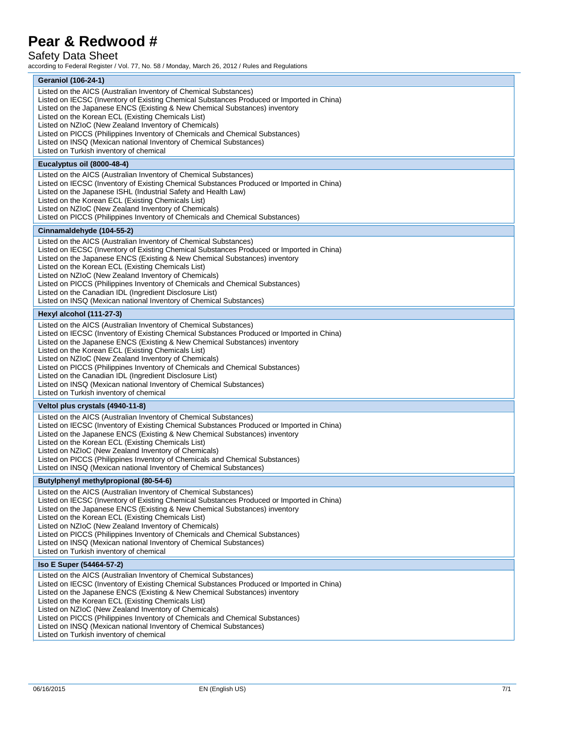**Geraniol (106-24-1)**

Listed on the AICS (Australian Inventory of Chemical Substances)
Listed on IECSC (Inventory of Existing Chemical Substances Produced or Imported in China)
Listed on the Japanese ENCS (Existing & New Chemical Substances) inventory
Listed on the Korean ECL (Existing Chemicals List)
Listed on NZIoC (New Zealand Inventory of Chemicals)
Listed on PICCS (Philippines Inventory of Chemicals and Chemical Substances)
Listed on INSQ (Mexican national Inventory of Chemical Substances)
Listed on Turkish inventory of chemical

**Eucalyptus oil (8000-48-4)**

Listed on the AICS (Australian Inventory of Chemical Substances)
Listed on IECSC (Inventory of Existing Chemical Substances Produced or Imported in China)
Listed on the Japanese ISHL (Industrial Safety and Health Law)
Listed on the Korean ECL (Existing Chemicals List)
Listed on NZIoC (New Zealand Inventory of Chemicals)
Listed on PICCS (Philippines Inventory of Chemicals and Chemical Substances)

**Cinnamaldehyde (104-55-2)**

Listed on the AICS (Australian Inventory of Chemical Substances)
Listed on IECSC (Inventory of Existing Chemical Substances Produced or Imported in China)
Listed on the Japanese ENCS (Existing & New Chemical Substances) inventory
Listed on the Korean ECL (Existing Chemicals List)
Listed on NZIoC (New Zealand Inventory of Chemicals)
Listed on PICCS (Philippines Inventory of Chemicals and Chemical Substances)
Listed on the Canadian IDL (Ingredient Disclosure List)
Listed on INSQ (Mexican national Inventory of Chemical Substances)

**Hexyl alcohol (111-27-3)**

Listed on the AICS (Australian Inventory of Chemical Substances)
Listed on IECSC (Inventory of Existing Chemical Substances Produced or Imported in China)
Listed on the Japanese ENCS (Existing & New Chemical Substances) inventory
Listed on the Korean ECL (Existing Chemicals List)
Listed on NZIoC (New Zealand Inventory of Chemicals)
Listed on PICCS (Philippines Inventory of Chemicals and Chemical Substances)
Listed on the Canadian IDL (Ingredient Disclosure List)
Listed on INSQ (Mexican national Inventory of Chemical Substances)
Listed on Turkish inventory of chemical

**Veltol plus crystals (4940-11-8)**

Listed on the AICS (Australian Inventory of Chemical Substances)
Listed on IECSC (Inventory of Existing Chemical Substances Produced or Imported in China)
Listed on the Japanese ENCS (Existing & New Chemical Substances) inventory
Listed on the Korean ECL (Existing Chemicals List)
Listed on NZIoC (New Zealand Inventory of Chemicals)
Listed on PICCS (Philippines Inventory of Chemicals and Chemical Substances)
Listed on INSQ (Mexican national Inventory of Chemical Substances)

**Butylphenyl methylpropional (80-54-6)**

Listed on the AICS (Australian Inventory of Chemical Substances)
Listed on IECSC (Inventory of Existing Chemical Substances Produced or Imported in China)
Listed on the Japanese ENCS (Existing & New Chemical Substances) inventory
Listed on the Korean ECL (Existing Chemicals List)
Listed on NZIoC (New Zealand Inventory of Chemicals)
Listed on PICCS (Philippines Inventory of Chemicals and Chemical Substances)
Listed on INSQ (Mexican national Inventory of Chemical Substances)
Listed on Turkish inventory of chemical

**Iso E Super (54464-57-2)**

Listed on the AICS (Australian Inventory of Chemical Substances)
Listed on IECSC (Inventory of Existing Chemical Substances Produced or Imported in China)
Listed on the Japanese ENCS (Existing & New Chemical Substances) inventory
Listed on the Korean ECL (Existing Chemicals List)
Listed on NZIoC (New Zealand Inventory of Chemicals)
Listed on PICCS (Philippines Inventory of Chemicals and Chemical Substances)
Listed on INSQ (Mexican national Inventory of Chemical Substances)
Listed on Turkish inventory of chemical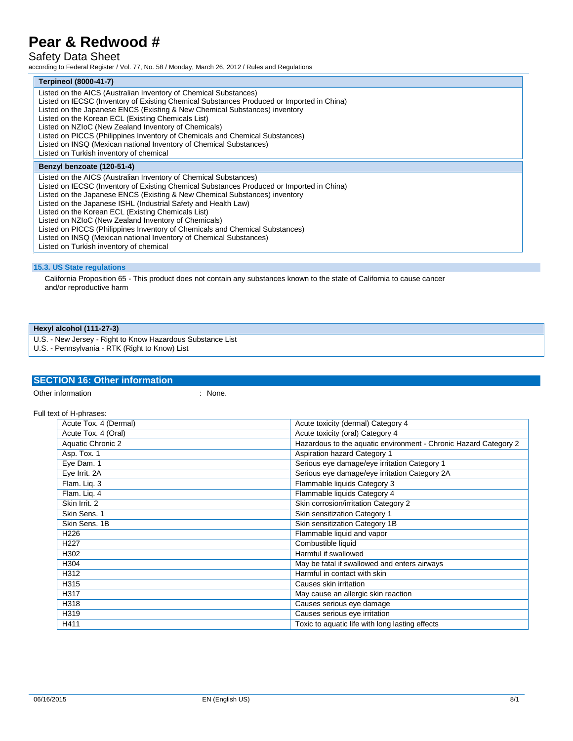| Terpineol (8000-41-7) |
|---|
| Listed on the AICS (Australian Inventory of Chemical Substances)<br>Listed on IECSC (Inventory of Existing Chemical Substances Produced or Imported in China)<br>Listed on the Japanese ENCS (Existing & New Chemical Substances) inventory<br>Listed on the Korean ECL (Existing Chemicals List)<br>Listed on NZIoC (New Zealand Inventory of Chemicals)<br>Listed on PICCS (Philippines Inventory of Chemicals and Chemical Substances)<br>Listed on INSQ (Mexican national Inventory of Chemical Substances)<br>Listed on Turkish inventory of chemical |

| Benzyl benzoate (120-51-4) |
|---|
| Listed on the AICS (Australian Inventory of Chemical Substances)<br>Listed on IECSC (Inventory of Existing Chemical Substances Produced or Imported in China)<br>Listed on the Japanese ENCS (Existing & New Chemical Substances) inventory<br>Listed on the Japanese ISHL (Industrial Safety and Health Law)<br>Listed on the Korean ECL (Existing Chemicals List)<br>Listed on NZIoC (New Zealand Inventory of Chemicals)<br>Listed on PICCS (Philippines Inventory of Chemicals and Chemical Substances)<br>Listed on INSQ (Mexican national Inventory of Chemical Substances)<br>Listed on Turkish inventory of chemical |

### 15.3. US State regulations

California Proposition 65 - This product does not contain any substances known to the state of California to cause cancer and/or reproductive harm

| Hexyl alcohol (111-27-3) |
|---|
| U.S. - New Jersey - Right to Know Hazardous Substance List<br>U.S. - Pennsylvania - RTK (Right to Know) List |

## SECTION 16: Other information

Other information : None.

Full text of H-phrases:

| | |
|---|---|
| Acute Tox. 4 (Dermal) | Acute toxicity (dermal) Category 4 |
| Acute Tox. 4 (Oral) | Acute toxicity (oral) Category 4 |
| Aquatic Chronic 2 | Hazardous to the aquatic environment - Chronic Hazard Category 2 |
| Asp. Tox. 1 | Aspiration hazard Category 1 |
| Eye Dam. 1 | Serious eye damage/eye irritation Category 1 |
| Eye Irrit. 2A | Serious eye damage/eye irritation Category 2A |
| Flam. Liq. 3 | Flammable liquids Category 3 |
| Flam. Liq. 4 | Flammable liquids Category 4 |
| Skin Irrit. 2 | Skin corrosion/irritation Category 2 |
| Skin Sens. 1 | Skin sensitization Category 1 |
| Skin Sens. 1B | Skin sensitization Category 1B |
| H226 | Flammable liquid and vapor |
| H227 | Combustible liquid |
| H302 | Harmful if swallowed |
| H304 | May be fatal if swallowed and enters airways |
| H312 | Harmful in contact with skin |
| H315 | Causes skin irritation |
| H317 | May cause an allergic skin reaction |
| H318 | Causes serious eye damage |
| H319 | Causes serious eye irritation |
| H411 | Toxic to aquatic life with long lasting effects |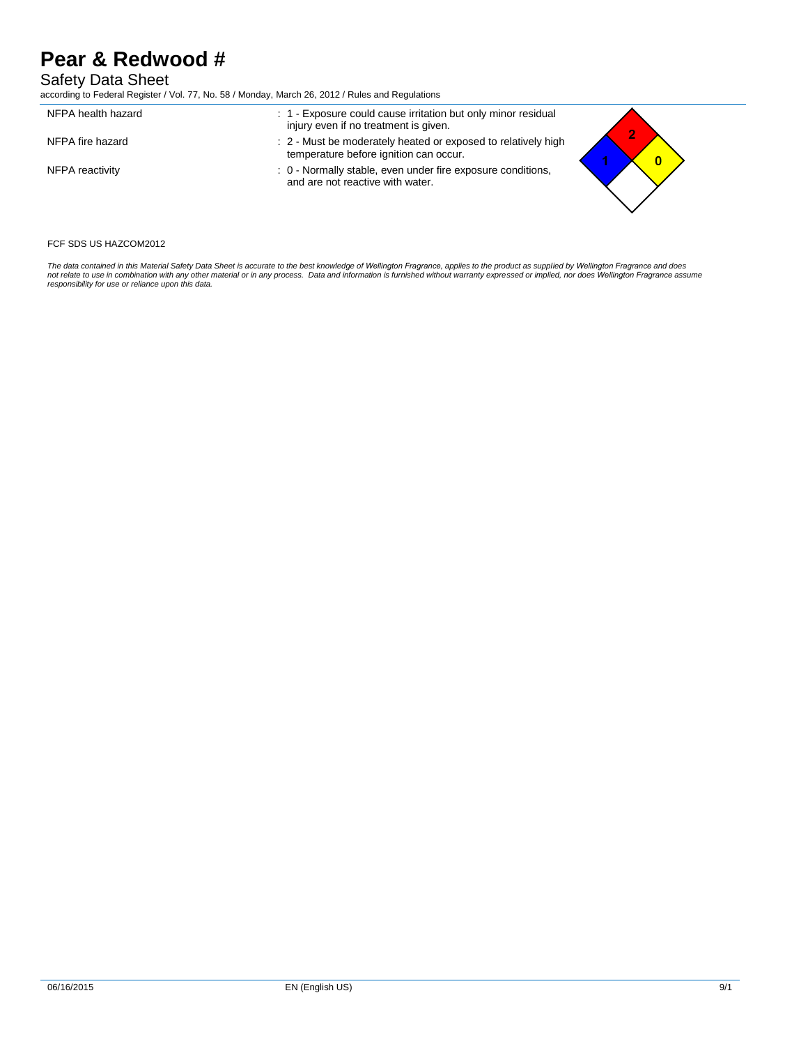NFPA health hazard : 1 - Exposure could cause irritation but only minor residual injury even if no treatment is given.

NFPA fire hazard : 2 - Must be moderately heated or exposed to relatively high temperature before ignition can occur.

NFPA reactivity : 0 - Normally stable, even under fire exposure conditions, and are not reactive with water.

2

1

0

FCF SDS US HAZCOM2012

*The data contained in this Material Safety Data Sheet is accurate to the best knowledge of Wellington Fragrance, applies to the product as supplied by Wellington Fragrance and does not relate to use in combination with any other material or in any process. Data and information is furnished without warranty expressed or implied, nor does Wellington Fragrance assume responsibility for use or reliance upon this data.*